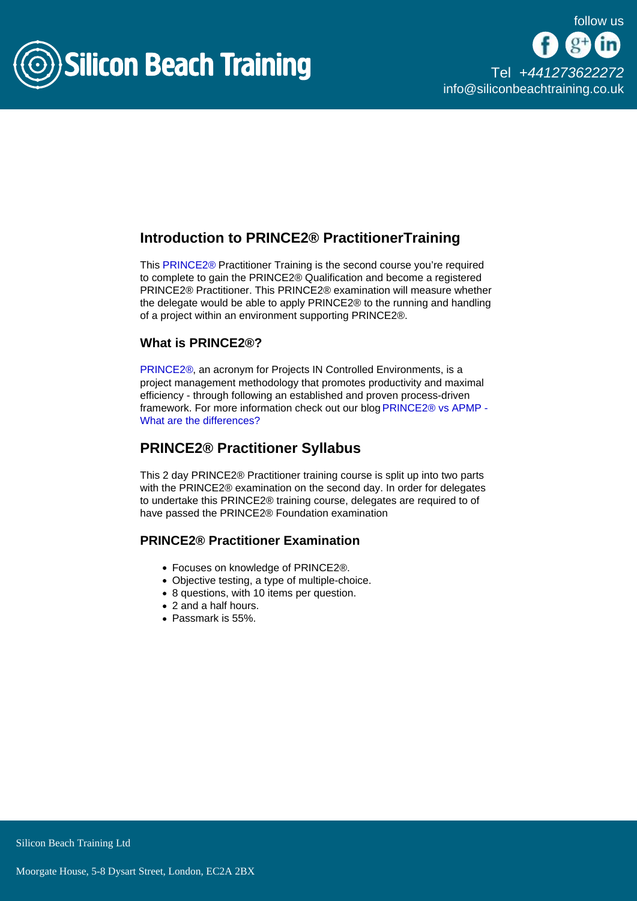# Introduction to PRINCE2® PractitionerTraining

This PRINCE2® Practitioner Training is the second course you're required to complete to gain the PRINCE2® Qualification and become a registered PRINCE2® Practitioner. This PRINCE2® examination will measure whether the delegate would be able to apply PRINCE2® to the running and handling of a project within an environment supporting PRINCE2®.

### What is PRINCE2®?

PRINCE2®, an acronym for Projects IN Controlled Environments, is a project management methodology that promotes productivity and maximal efficiency - through following an established and proven process-driven framework. For more information check out our blog PRINCE2® vs APMP - What are the differences?

## PRINCE2® Practitioner Syllabus

This 2 day PRINCE2® Practitioner training course is split up into two parts with the PRINCE2® examination on the second day. In order for delegates to undertake this PRINCE2® training course, delegates are required to of have passed the PRINCE2® Foundation examination

### PRINCE2® Practitioner Examination

- Focuses on knowledge of PRINCE2®.
- Objective testing, a type of multiple-choice.
- 8 questions, with 10 items per question.
- 2 and a half hours.
- Passmark is 55%.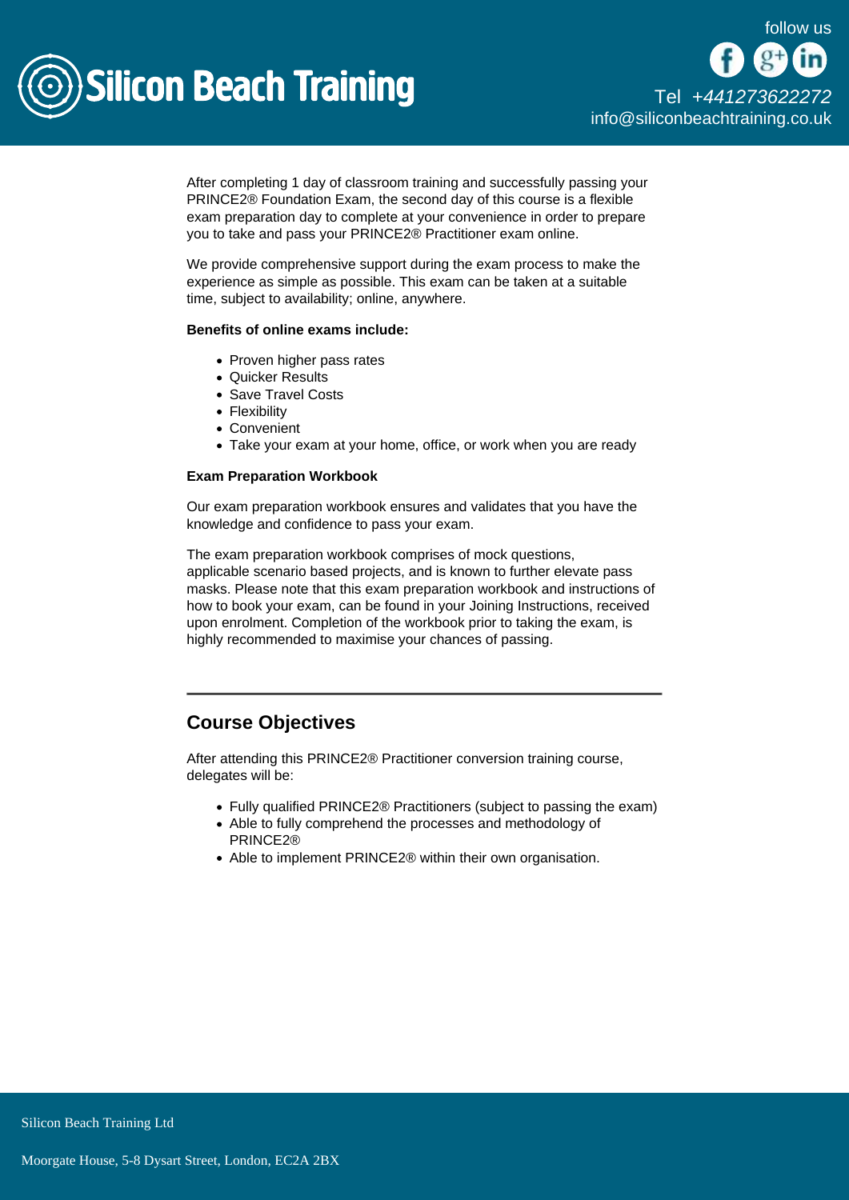After completing 1 day of classroom training and successfully passing your PRINCE2® Foundation Exam, the second day of this course is a flexible exam preparation day to complete at your convenience in order to prepare you to take and pass your PRINCE2® Practitioner exam online.

We provide comprehensive support during the exam process to make the experience as simple as possible. This exam can be taken at a suitable time, subject to availability; online, anywhere.

**Benefits of online exams include:**

- Proven higher pass rates
- Quicker Results
- Save Travel Costs
- Flexibility
- Convenient
- Take your exam at your home, office, or work when you are ready

**Exam Preparation Workbook**

Our exam preparation workbook ensures and validates that you have the knowledge and confidence to pass your exam.

The exam preparation workbook comprises of mock questions, applicable scenario based projects, and is known to further elevate pass masks. Please note that this exam preparation workbook and instructions of how to book your exam, can be found in your Joining Instructions, received upon enrolment. Completion of the workbook prior to taking the exam, is highly recommended to maximise your chances of passing.

---

## Course Objectives

After attending this PRINCE2® Practitioner conversion training course, delegates will be:

- Fully qualified PRINCE2® Practitioners (subject to passing the exam)
- Able to fully comprehend the processes and methodology of PRINCE2®
- Able to implement PRINCE2® within their own organisation.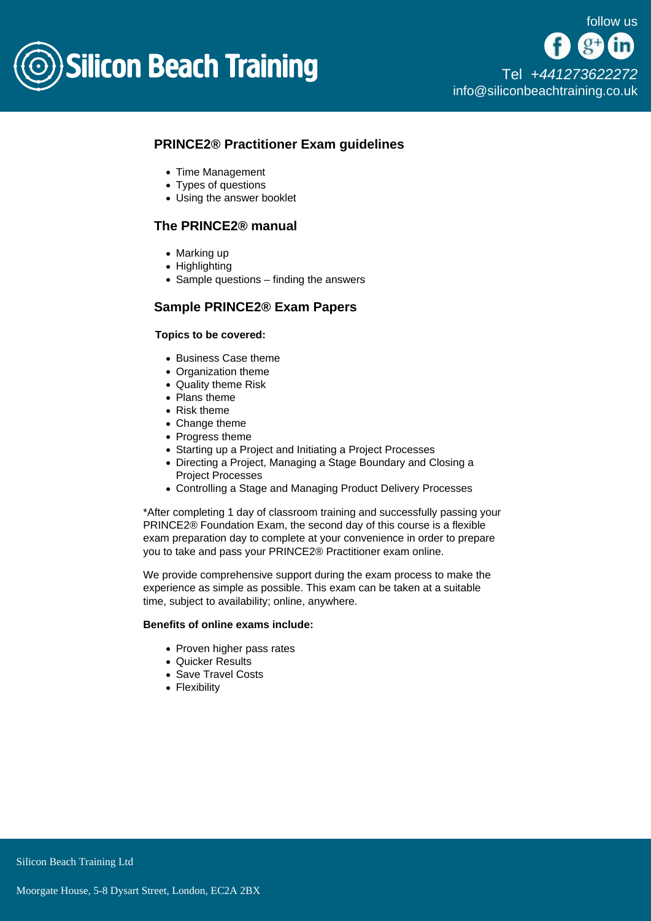## PRINCE2® Practitioner Exam guidelines

- Time Management
- Types of questions
- Using the answer booklet

## The PRINCE2® manual

- Marking up
- Highlighting
- Sample questions – finding the answers

## Sample PRINCE2® Exam Papers

**Topics to be covered:**

- Business Case theme
- Organization theme
- Quality theme Risk
- Plans theme
- Risk theme
- Change theme
- Progress theme
- Starting up a Project and Initiating a Project Processes
- Directing a Project, Managing a Stage Boundary and Closing a Project Processes
- Controlling a Stage and Managing Product Delivery Processes

*After completing 1 day of classroom training and successfully passing your PRINCE2® Foundation Exam, the second day of this course is a flexible exam preparation day to complete at your convenience in order to prepare you to take and pass your PRINCE2® Practitioner exam online.

We provide comprehensive support during the exam process to make the experience as simple as possible. This exam can be taken at a suitable time, subject to availability; online, anywhere.

**Benefits of online exams include:**

- Proven higher pass rates
- Quicker Results
- Save Travel Costs
- Flexibility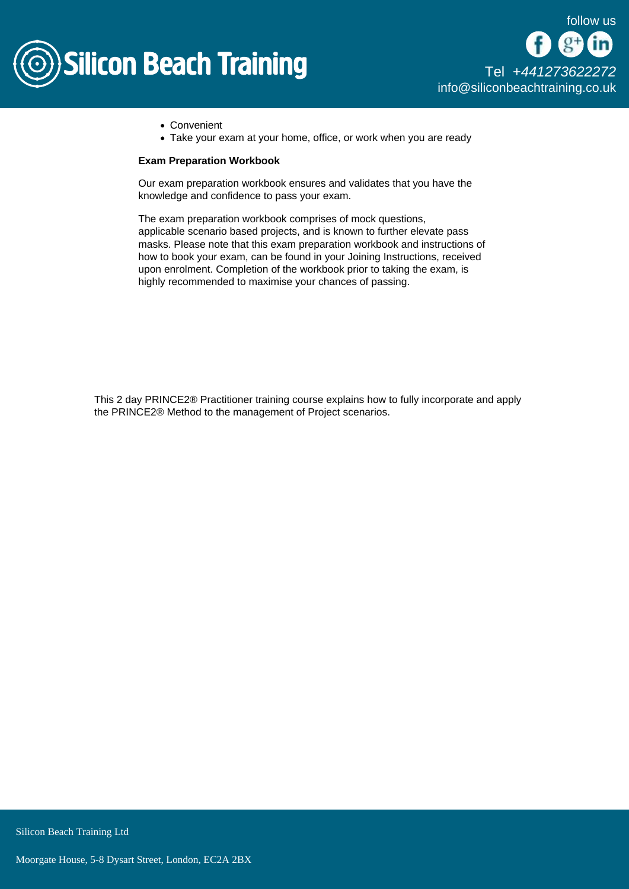- Convenient
- Take your exam at your home, office, or work when you are ready

**Exam Preparation Workbook**

Our exam preparation workbook ensures and validates that you have the knowledge and confidence to pass your exam.

The exam preparation workbook comprises of mock questions, applicable scenario based projects, and is known to further elevate pass masks. Please note that this exam preparation workbook and instructions of how to book your exam, can be found in your Joining Instructions, received upon enrolment. Completion of the workbook prior to taking the exam, is highly recommended to maximise your chances of passing.

This 2 day PRINCE2® Practitioner training course explains how to fully incorporate and apply the PRINCE2® Method to the management of Project scenarios.